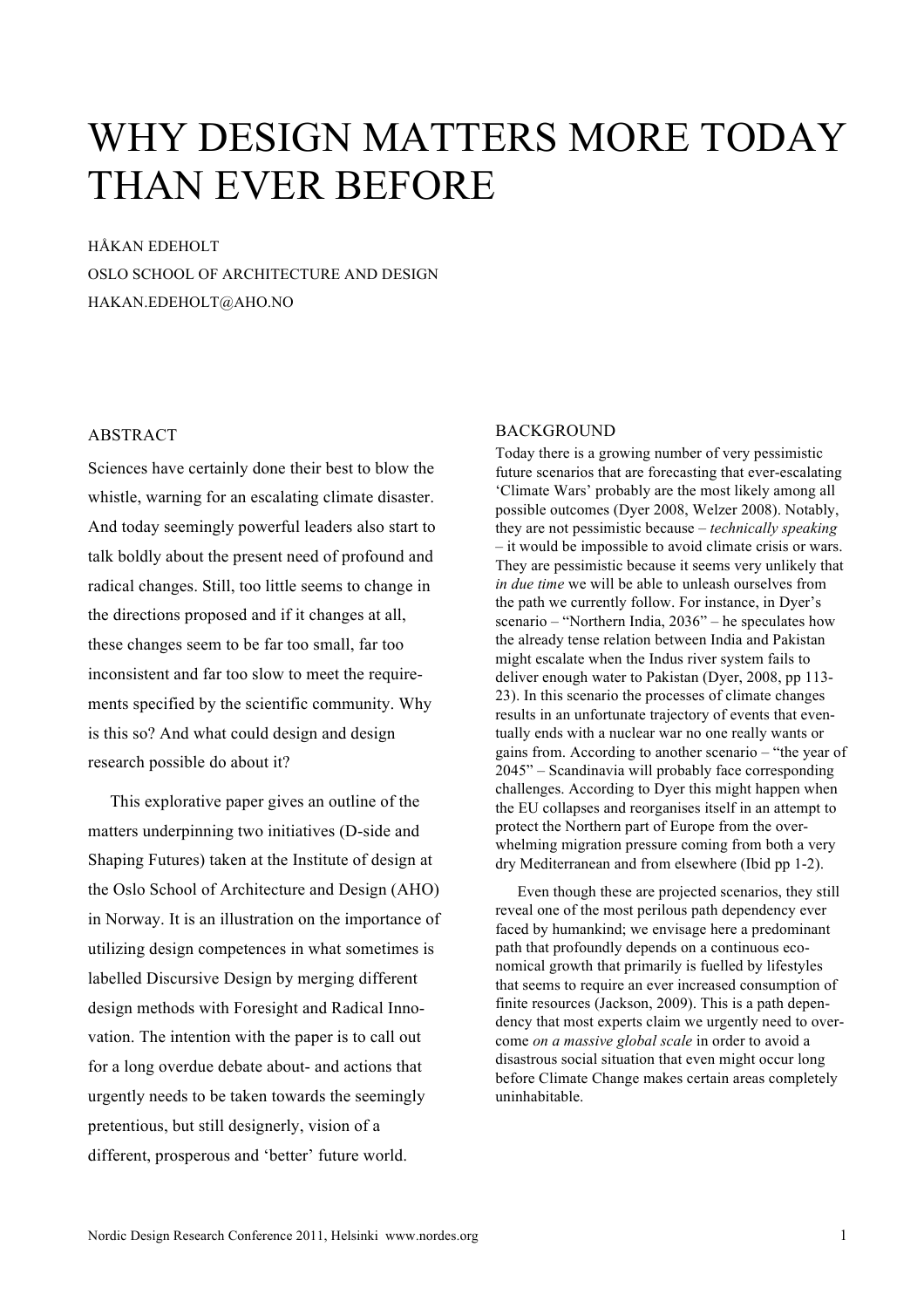# WHY DESIGN MATTERS MORE TODAY THAN EVER BEFORE

HÅKAN EDEHOLT
OSLO SCHOOL OF ARCHITECTURE AND DESIGN
HAKAN.EDEHOLT@AHO.NO

## ABSTRACT

Sciences have certainly done their best to blow the whistle, warning for an escalating climate disaster. And today seemingly powerful leaders also start to talk boldly about the present need of profound and radical changes. Still, too little seems to change in the directions proposed and if it changes at all, these changes seem to be far too small, far too inconsistent and far too slow to meet the requirements specified by the scientific community. Why is this so? And what could design and design research possible do about it?

This explorative paper gives an outline of the matters underpinning two initiatives (D-side and Shaping Futures) taken at the Institute of design at the Oslo School of Architecture and Design (AHO) in Norway. It is an illustration on the importance of utilizing design competences in what sometimes is labelled Discursive Design by merging different design methods with Foresight and Radical Innovation. The intention with the paper is to call out for a long overdue debate about- and actions that urgently needs to be taken towards the seemingly pretentious, but still designerly, vision of a different, prosperous and 'better' future world.

## BACKGROUND

Today there is a growing number of very pessimistic future scenarios that are forecasting that ever-escalating 'Climate Wars' probably are the most likely among all possible outcomes (Dyer 2008, Welzer 2008). Notably, they are not pessimistic because – *technically speaking* – it would be impossible to avoid climate crisis or wars. They are pessimistic because it seems very unlikely that *in due time* we will be able to unleash ourselves from the path we currently follow. For instance, in Dyer's scenario – "Northern India, 2036" – he speculates how the already tense relation between India and Pakistan might escalate when the Indus river system fails to deliver enough water to Pakistan (Dyer, 2008, pp 113-23). In this scenario the processes of climate changes results in an unfortunate trajectory of events that eventually ends with a nuclear war no one really wants or gains from. According to another scenario – "the year of 2045" – Scandinavia will probably face corresponding challenges. According to Dyer this might happen when the EU collapses and reorganises itself in an attempt to protect the Northern part of Europe from the overwhelming migration pressure coming from both a very dry Mediterranean and from elsewhere (Ibid pp 1-2).

Even though these are projected scenarios, they still reveal one of the most perilous path dependency ever faced by humankind; we envisage here a predominant path that profoundly depends on a continuous economical growth that primarily is fuelled by lifestyles that seems to require an ever increased consumption of finite resources (Jackson, 2009). This is a path dependency that most experts claim we urgently need to overcome *on a massive global scale* in order to avoid a disastrous social situation that even might occur long before Climate Change makes certain areas completely uninhabitable.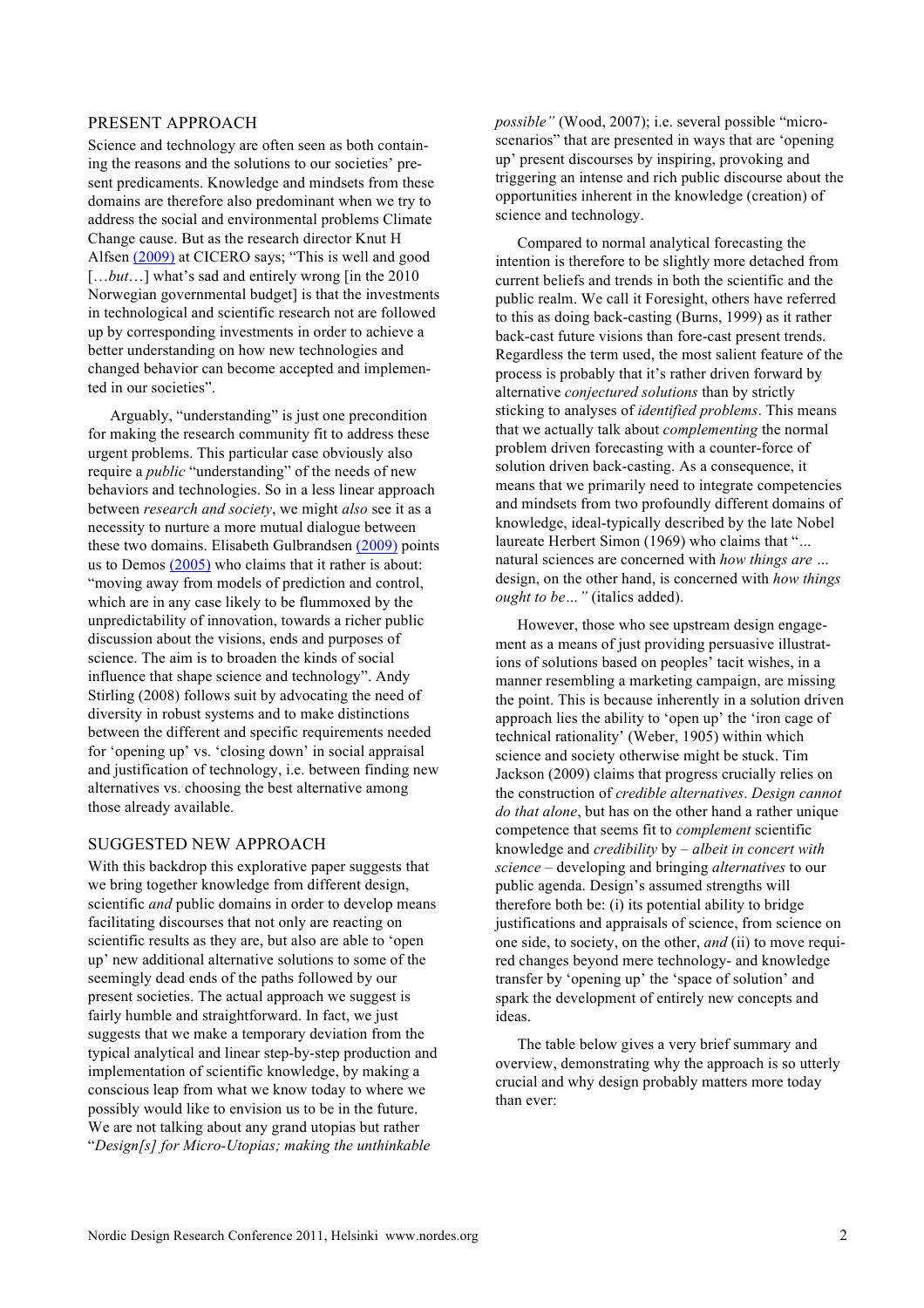## PRESENT APPROACH

Science and technology are often seen as both containing the reasons and the solutions to our societies' present predicaments. Knowledge and mindsets from these domains are therefore also predominant when we try to address the social and environmental problems Climate Change cause. But as the research director Knut H Alfsen (2009) at CICERO says; "This is well and good [...*but*...] what's sad and entirely wrong [in the 2010 Norwegian governmental budget] is that the investments in technological and scientific research not are followed up by corresponding investments in order to achieve a better understanding on how new technologies and changed behavior can become accepted and implemented in our societies".

Arguably, "understanding" is just one precondition for making the research community fit to address these urgent problems. This particular case obviously also require a *public* "understanding" of the needs of new behaviors and technologies. So in a less linear approach between *research and society*, we might *also* see it as a necessity to nurture a more mutual dialogue between these two domains. Elisabeth Gulbrandsen (2009) points us to Demos (2005) who claims that it rather is about: "moving away from models of prediction and control, which are in any case likely to be flummoxed by the unpredictability of innovation, towards a richer public discussion about the visions, ends and purposes of science. The aim is to broaden the kinds of social influence that shape science and technology". Andy Stirling (2008) follows suit by advocating the need of diversity in robust systems and to make distinctions between the different and specific requirements needed for 'opening up' vs. 'closing down' in social appraisal and justification of technology, i.e. between finding new alternatives vs. choosing the best alternative among those already available.

## SUGGESTED NEW APPROACH

With this backdrop this explorative paper suggests that we bring together knowledge from different design, scientific *and* public domains in order to develop means facilitating discourses that not only are reacting on scientific results as they are, but also are able to 'open up' new additional alternative solutions to some of the seemingly dead ends of the paths followed by our present societies. The actual approach we suggest is fairly humble and straightforward. In fact, we just suggests that we make a temporary deviation from the typical analytical and linear step-by-step production and implementation of scientific knowledge, by making a conscious leap from what we know today to where we possibly would like to envision us to be in the future. We are not talking about any grand utopias but rather "*Design[s] for Micro-Utopias; making the unthinkable possible"* (Wood, 2007); i.e. several possible "micro-scenarios" that are presented in ways that are 'opening up' present discourses by inspiring, provoking and triggering an intense and rich public discourse about the opportunities inherent in the knowledge (creation) of science and technology.

Compared to normal analytical forecasting the intention is therefore to be slightly more detached from current beliefs and trends in both the scientific and the public realm. We call it Foresight, others have referred to this as doing back-casting (Burns, 1999) as it rather back-cast future visions than fore-cast present trends. Regardless the term used, the most salient feature of the process is probably that it's rather driven forward by alternative *conjectured solutions* than by strictly sticking to analyses of *identified problems*. This means that we actually talk about *complementing* the normal problem driven forecasting with a counter-force of solution driven back-casting. As a consequence, it means that we primarily need to integrate competencies and mindsets from two profoundly different domains of knowledge, ideal-typically described by the late Nobel laureate Herbert Simon (1969) who claims that "*... natural sciences are concerned with how things are ... design, on the other hand, is concerned with how things ought to be…"* (italics added).

However, those who see upstream design engagement as a means of just providing persuasive illustrations of solutions based on peoples' tacit wishes, in a manner resembling a marketing campaign, are missing the point. This is because inherently in a solution driven approach lies the ability to 'open up' the 'iron cage of technical rationality' (Weber, 1905) within which science and society otherwise might be stuck. Tim Jackson (2009) claims that progress crucially relies on the construction of *credible alternatives*. *Design cannot do that alone*, but has on the other hand a rather unique competence that seems fit to *complement* scientific knowledge and *credibility* by – *albeit in concert with science* – developing and bringing *alternatives* to our public agenda. Design's assumed strengths will therefore both be: (i) its potential ability to bridge justifications and appraisals of science, from science on one side, to society, on the other, *and* (ii) to move required changes beyond mere technology- and knowledge transfer by 'opening up' the 'space of solution' and spark the development of entirely new concepts and ideas.

The table below gives a very brief summary and overview, demonstrating why the approach is so utterly crucial and why design probably matters more today than ever: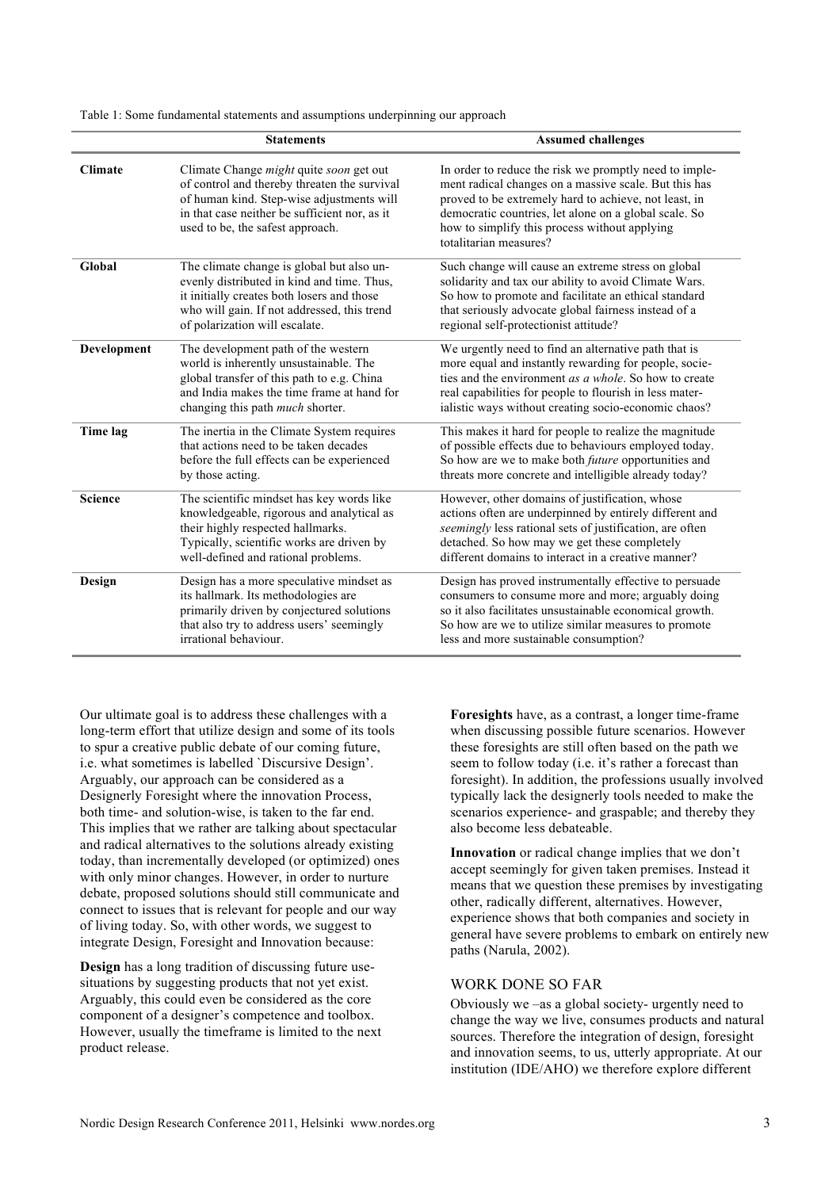Table 1: Some fundamental statements and assumptions underpinning our approach

| | Statements | Assumed challenges |
|---|---|---|
| **Climate** | Climate Change *might* quite *soon* get out of control and thereby threaten the survival of human kind. Step-wise adjustments will in that case neither be sufficient nor, as it used to be, the safest approach. | In order to reduce the risk we promptly need to implement radical changes on a massive scale. But this has proved to be extremely hard to achieve, not least, in democratic countries, let alone on a global scale. So how to simplify this process without applying totalitarian measures? |
| **Global** | The climate change is global but also unevenly distributed in kind and time. Thus, it initially creates both losers and those who will gain. If not addressed, this trend of polarization will escalate. | Such change will cause an extreme stress on global solidarity and tax our ability to avoid Climate Wars. So how to promote and facilitate an ethical standard that seriously advocate global fairness instead of a regional self-protectionist attitude? |
| **Development** | The development path of the western world is inherently unsustainable. The global transfer of this path to e.g. China and India makes the time frame at hand for changing this path *much* shorter. | We urgently need to find an alternative path that is more equal and instantly rewarding for people, societies and the environment *as a whole*. So how to create real capabilities for people to flourish in less materialistic ways without creating socio-economic chaos? |
| **Time lag** | The inertia in the Climate System requires that actions need to be taken decades before the full effects can be experienced by those acting. | This makes it hard for people to realize the magnitude of possible effects due to behaviours employed today. So how are we to make both *future* opportunities and threats more concrete and intelligible already today? |
| **Science** | The scientific mindset has key words like knowledgeable, rigorous and analytical as their highly respected hallmarks. Typically, scientific works are driven by well-defined and rational problems. | However, other domains of justification, whose actions often are underpinned by entirely different and *seemingly* less rational sets of justification, are often detached. So how may we get these completely different domains to interact in a creative manner? |
| **Design** | Design has a more speculative mindset as its hallmark. Its methodologies are primarily driven by conjectured solutions that also try to address users' seemingly irrational behaviour. | Design has proved instrumentally effective to persuade consumers to consume more and more; arguably doing so it also facilitates unsustainable economical growth. So how are we to utilize similar measures to promote less and more sustainable consumption? |

Our ultimate goal is to address these challenges with a long-term effort that utilize design and some of its tools to spur a creative public debate of our coming future, i.e. what sometimes is labelled `Discursive Design'. Arguably, our approach can be considered as a Designerly Foresight where the innovation Process, both time- and solution-wise, is taken to the far end. This implies that we rather are talking about spectacular and radical alternatives to the solutions already existing today, than incrementally developed (or optimized) ones with only minor changes. However, in order to nurture debate, proposed solutions should still communicate and connect to issues that is relevant for people and our way of living today. So, with other words, we suggest to integrate Design, Foresight and Innovation because:

**Design** has a long tradition of discussing future use-situations by suggesting products that not yet exist. Arguably, this could even be considered as the core component of a designer's competence and toolbox. However, usually the timeframe is limited to the next product release.

**Foresights** have, as a contrast, a longer time-frame when discussing possible future scenarios. However these foresights are still often based on the path we seem to follow today (i.e. it's rather a forecast than foresight). In addition, the professions usually involved typically lack the designerly tools needed to make the scenarios experience- and graspable; and thereby they also become less debateable.

**Innovation** or radical change implies that we don't accept seemingly for given taken premises. Instead it means that we question these premises by investigating other, radically different, alternatives. However, experience shows that both companies and society in general have severe problems to embark on entirely new paths (Narula, 2002).

## WORK DONE SO FAR

Obviously we –as a global society- urgently need to change the way we live, consumes products and natural sources. Therefore the integration of design, foresight and innovation seems, to us, utterly appropriate. At our institution (IDE/AHO) we therefore explore different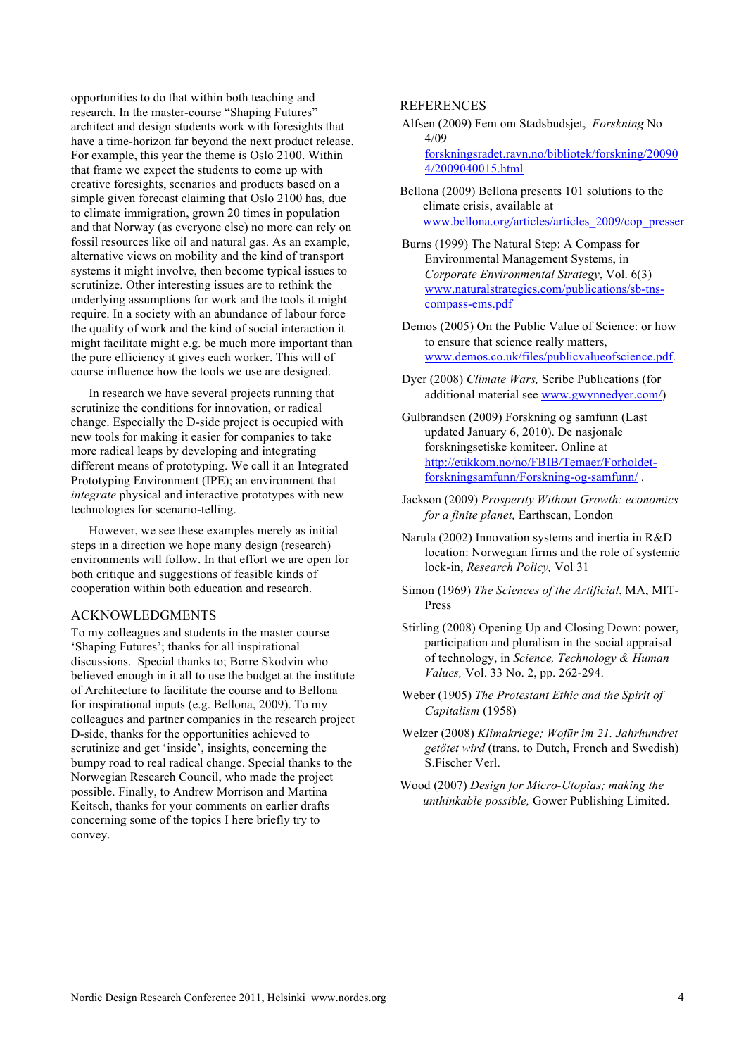opportunities to do that within both teaching and research. In the master-course "Shaping Futures" architect and design students work with foresights that have a time-horizon far beyond the next product release. For example, this year the theme is Oslo 2100. Within that frame we expect the students to come up with creative foresights, scenarios and products based on a simple given forecast claiming that Oslo 2100 has, due to climate immigration, grown 20 times in population and that Norway (as everyone else) no more can rely on fossil resources like oil and natural gas. As an example, alternative views on mobility and the kind of transport systems it might involve, then become typical issues to scrutinize. Other interesting issues are to rethink the underlying assumptions for work and the tools it might require. In a society with an abundance of labour force the quality of work and the kind of social interaction it might facilitate might e.g. be much more important than the pure efficiency it gives each worker. This will of course influence how the tools we use are designed.

In research we have several projects running that scrutinize the conditions for innovation, or radical change. Especially the D-side project is occupied with new tools for making it easier for companies to take more radical leaps by developing and integrating different means of prototyping. We call it an Integrated Prototyping Environment (IPE); an environment that *integrate* physical and interactive prototypes with new technologies for scenario-telling.

However, we see these examples merely as initial steps in a direction we hope many design (research) environments will follow. In that effort we are open for both critique and suggestions of feasible kinds of cooperation within both education and research.

## ACKNOWLEDGMENTS

To my colleagues and students in the master course 'Shaping Futures'; thanks for all inspirational discussions. Special thanks to; Børre Skodvin who believed enough in it all to use the budget at the institute of Architecture to facilitate the course and to Bellona for inspirational inputs (e.g. Bellona, 2009). To my colleagues and partner companies in the research project D-side, thanks for the opportunities achieved to scrutinize and get 'inside', insights, concerning the bumpy road to real radical change. Special thanks to the Norwegian Research Council, who made the project possible. Finally, to Andrew Morrison and Martina Keitsch, thanks for your comments on earlier drafts concerning some of the topics I here briefly try to convey.

## REFERENCES

Alfsen (2009) Fem om Stadsbudsjet, *Forskning* No 4/09 forskningsradet.ravn.no/bibliotek/forskning/200904/2009040015.html

Bellona (2009) Bellona presents 101 solutions to the climate crisis, available at www.bellona.org/articles/articles_2009/cop_presser

Burns (1999) The Natural Step: A Compass for Environmental Management Systems, in *Corporate Environmental Strategy*, Vol. 6(3) www.naturalstrategies.com/publications/sb-tns-compass-ems.pdf

Demos (2005) On the Public Value of Science: or how to ensure that science really matters, www.demos.co.uk/files/publicvalueofscience.pdf.

Dyer (2008) *Climate Wars,* Scribe Publications (for additional material see www.gwynnedyer.com/)

Gulbrandsen (2009) Forskning og samfunn (Last updated January 6, 2010). De nasjonale forskningsetiske komiteer. Online at http://etikkom.no/no/FBIB/Temaer/Forholdet-forskningsamfunn/Forskning-og-samfunn/ .

Jackson (2009) *Prosperity Without Growth: economics for a finite planet,* Earthscan, London

Narula (2002) Innovation systems and inertia in R&D location: Norwegian firms and the role of systemic lock-in, *Research Policy,* Vol 31

Simon (1969) *The Sciences of the Artificial*, MA, MIT-Press

Stirling (2008) Opening Up and Closing Down: power, participation and pluralism in the social appraisal of technology, in *Science, Technology & Human Values,* Vol. 33 No. 2, pp. 262-294.

Weber (1905) *The Protestant Ethic and the Spirit of Capitalism* (1958)

Welzer (2008) *Klimakriege; Wofür im 21. Jahrhundret getötet wird* (trans. to Dutch, French and Swedish) S.Fischer Verl.

Wood (2007) *Design for Micro-Utopias; making the unthinkable possible,* Gower Publishing Limited.